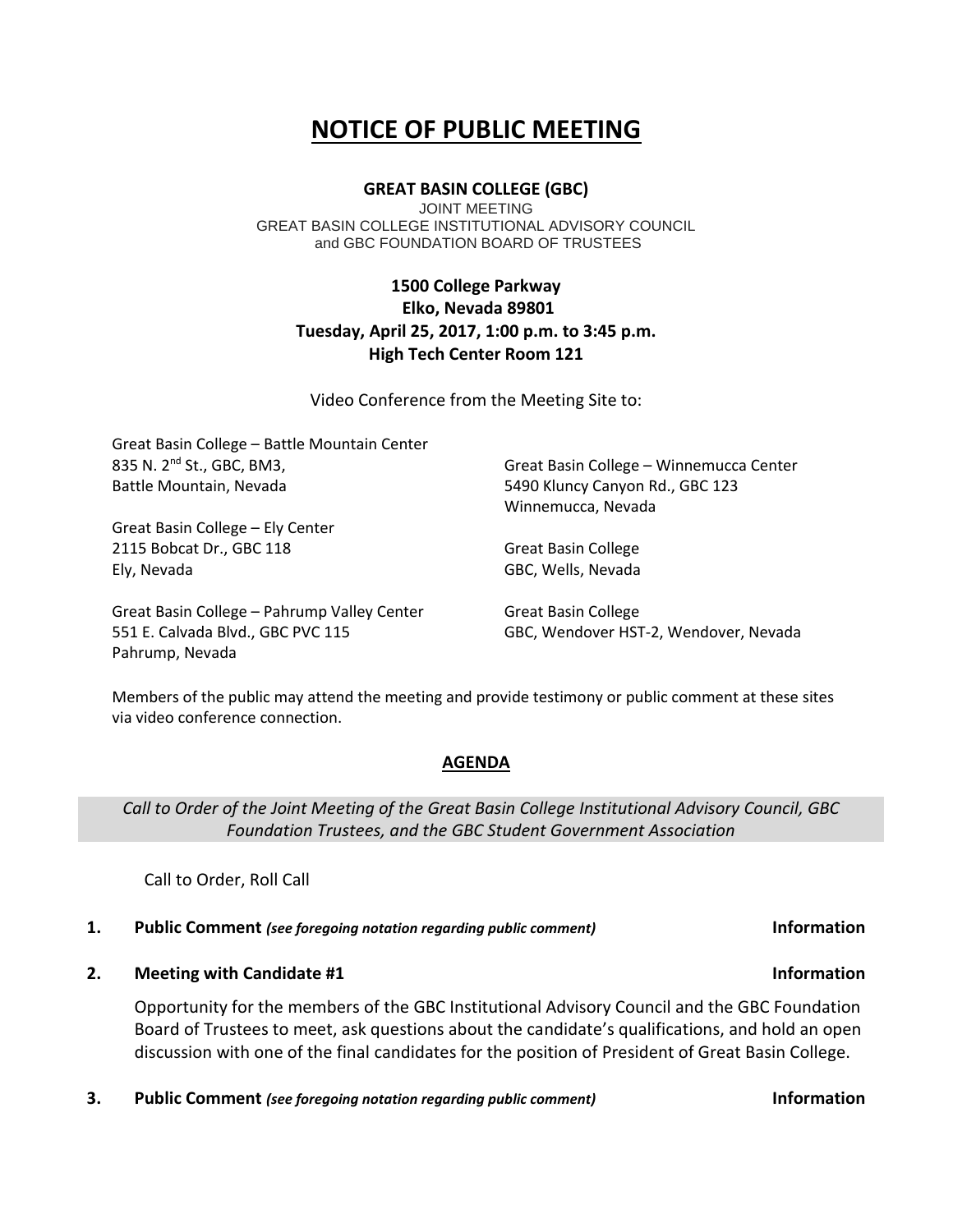# NOTICE OF PUBLIC MEETING

**GREAT BASIN COLLEGE (GBC)**

JOINT MEETING
GREAT BASIN COLLEGE INSTITUTIONAL ADVISORY COUNCIL
and GBC FOUNDATION BOARD OF TRUSTEES

**1500 College Parkway**
**Elko, Nevada 89801**
**Tuesday, April 25, 2017, 1:00 p.m. to 3:45 p.m.**
**High Tech Center Room 121**

Video Conference from the Meeting Site to:

Great Basin College – Battle Mountain Center
835 N. 2nd St., GBC, BM3,
Battle Mountain, Nevada

Great Basin College – Ely Center
2115 Bobcat Dr., GBC 118
Ely, Nevada

Great Basin College – Pahrump Valley Center
551 E. Calvada Blvd., GBC PVC 115
Pahrump, Nevada

Great Basin College – Winnemucca Center
5490 Kluncy Canyon Rd., GBC 123
Winnemucca, Nevada

Great Basin College
GBC, Wells, Nevada

Great Basin College
GBC, Wendover HST-2, Wendover, Nevada

Members of the public may attend the meeting and provide testimony or public comment at these sites via video conference connection.

## AGENDA

*Call to Order of the Joint Meeting of the Great Basin College Institutional Advisory Council, GBC Foundation Trustees, and the GBC Student Government Association*

Call to Order, Roll Call

**1. Public Comment** *(see foregoing notation regarding public comment)* **Information**

**2. Meeting with Candidate #1** **Information**

Opportunity for the members of the GBC Institutional Advisory Council and the GBC Foundation Board of Trustees to meet, ask questions about the candidate's qualifications, and hold an open discussion with one of the final candidates for the position of President of Great Basin College.

**3. Public Comment** *(see foregoing notation regarding public comment)* **Information**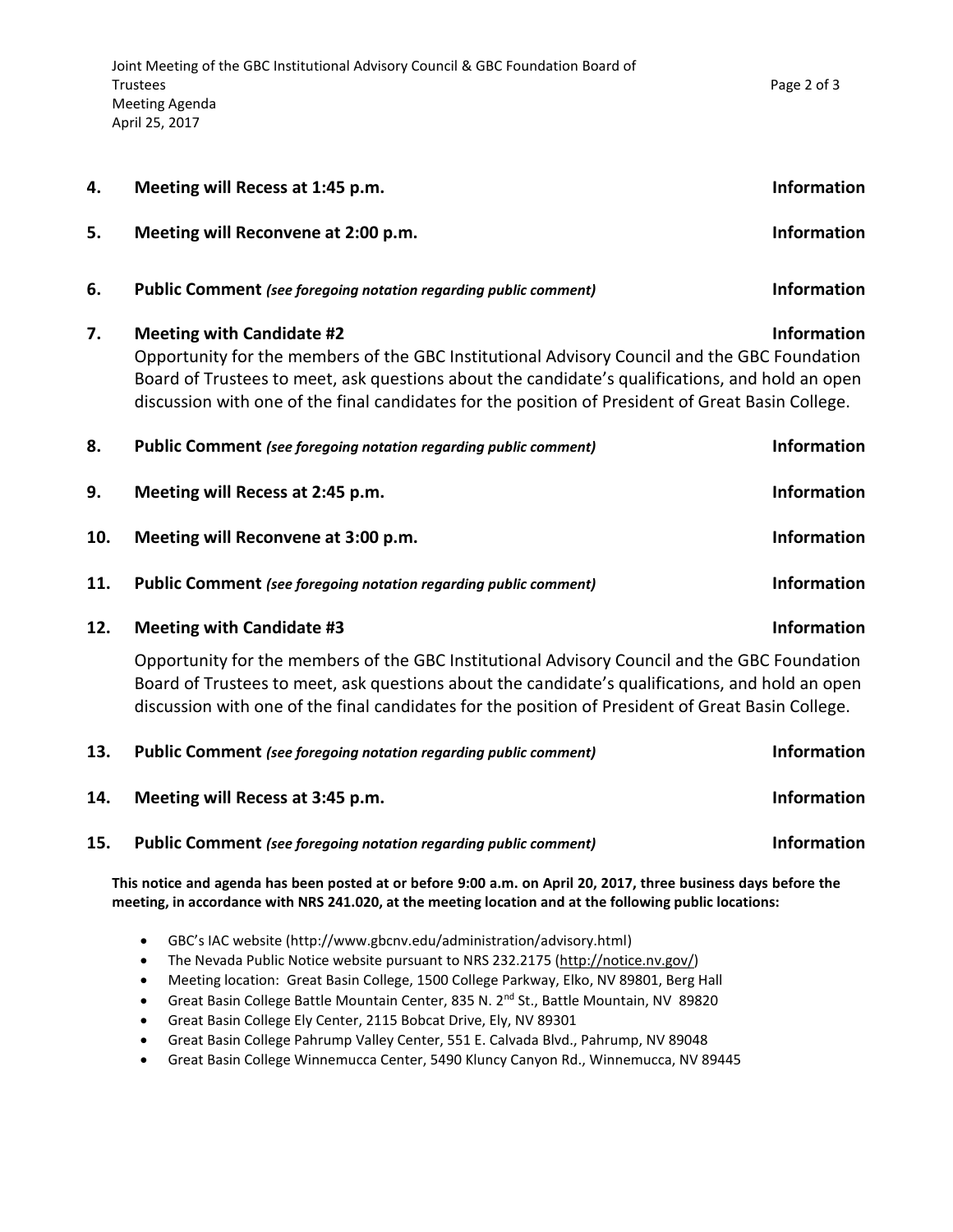| | | |
|---|---|---|
| **4.** | **Meeting will Recess at 1:45 p.m.** | **Information** |
| **5.** | **Meeting will Reconvene at 2:00 p.m.** | **Information** |
| **6.** | **Public Comment** ***(see foregoing notation regarding public comment)*** | **Information** |
| **7.** | **Meeting with Candidate #2**<br>Opportunity for the members of the GBC Institutional Advisory Council and the GBC Foundation Board of Trustees to meet, ask questions about the candidate's qualifications, and hold an open discussion with one of the final candidates for the position of President of Great Basin College. | **Information** |
| **8.** | **Public Comment** ***(see foregoing notation regarding public comment)*** | **Information** |
| **9.** | **Meeting will Recess at 2:45 p.m.** | **Information** |
| **10.** | **Meeting will Reconvene at 3:00 p.m.** | **Information** |
| **11.** | **Public Comment** ***(see foregoing notation regarding public comment)*** | **Information** |
| **12.** | **Meeting with Candidate #3**<br>Opportunity for the members of the GBC Institutional Advisory Council and the GBC Foundation Board of Trustees to meet, ask questions about the candidate's qualifications, and hold an open discussion with one of the final candidates for the position of President of Great Basin College. | **Information** |
| **13.** | **Public Comment** ***(see foregoing notation regarding public comment)*** | **Information** |
| **14.** | **Meeting will Recess at 3:45 p.m.** | **Information** |
| **15.** | **Public Comment** ***(see foregoing notation regarding public comment)*** | **Information** |

**This notice and agenda has been posted at or before 9:00 a.m. on April 20, 2017, three business days before the meeting, in accordance with NRS 241.020, at the meeting location and at the following public locations:**

- GBC's IAC website (http://www.gbcnv.edu/administration/advisory.html)
- The Nevada Public Notice website pursuant to NRS 232.2175 (http://notice.nv.gov/)
- Meeting location: Great Basin College, 1500 College Parkway, Elko, NV 89801, Berg Hall
- Great Basin College Battle Mountain Center, 835 N. 2nd St., Battle Mountain, NV 89820
- Great Basin College Ely Center, 2115 Bobcat Drive, Ely, NV 89301
- Great Basin College Pahrump Valley Center, 551 E. Calvada Blvd., Pahrump, NV 89048
- Great Basin College Winnemucca Center, 5490 Kluncy Canyon Rd., Winnemucca, NV 89445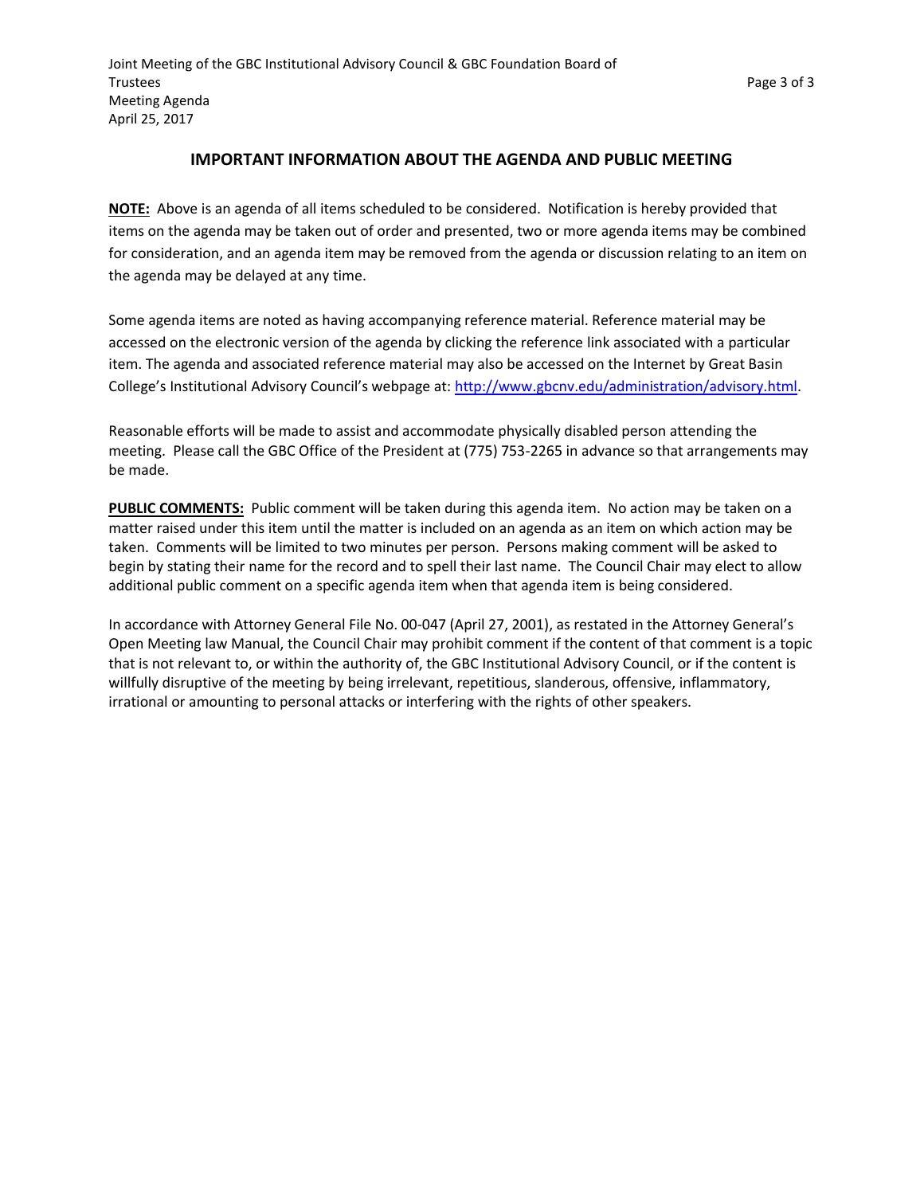## IMPORTANT INFORMATION ABOUT THE AGENDA AND PUBLIC MEETING

**NOTE:** Above is an agenda of all items scheduled to be considered. Notification is hereby provided that items on the agenda may be taken out of order and presented, two or more agenda items may be combined for consideration, and an agenda item may be removed from the agenda or discussion relating to an item on the agenda may be delayed at any time.

Some agenda items are noted as having accompanying reference material. Reference material may be accessed on the electronic version of the agenda by clicking the reference link associated with a particular item. The agenda and associated reference material may also be accessed on the Internet by Great Basin College's Institutional Advisory Council's webpage at: http://www.gbcnv.edu/administration/advisory.html.

Reasonable efforts will be made to assist and accommodate physically disabled person attending the meeting. Please call the GBC Office of the President at (775) 753-2265 in advance so that arrangements may be made.

**PUBLIC COMMENTS:** Public comment will be taken during this agenda item. No action may be taken on a matter raised under this item until the matter is included on an agenda as an item on which action may be taken. Comments will be limited to two minutes per person. Persons making comment will be asked to begin by stating their name for the record and to spell their last name. The Council Chair may elect to allow additional public comment on a specific agenda item when that agenda item is being considered.

In accordance with Attorney General File No. 00-047 (April 27, 2001), as restated in the Attorney General's Open Meeting law Manual, the Council Chair may prohibit comment if the content of that comment is a topic that is not relevant to, or within the authority of, the GBC Institutional Advisory Council, or if the content is willfully disruptive of the meeting by being irrelevant, repetitious, slanderous, offensive, inflammatory, irrational or amounting to personal attacks or interfering with the rights of other speakers.